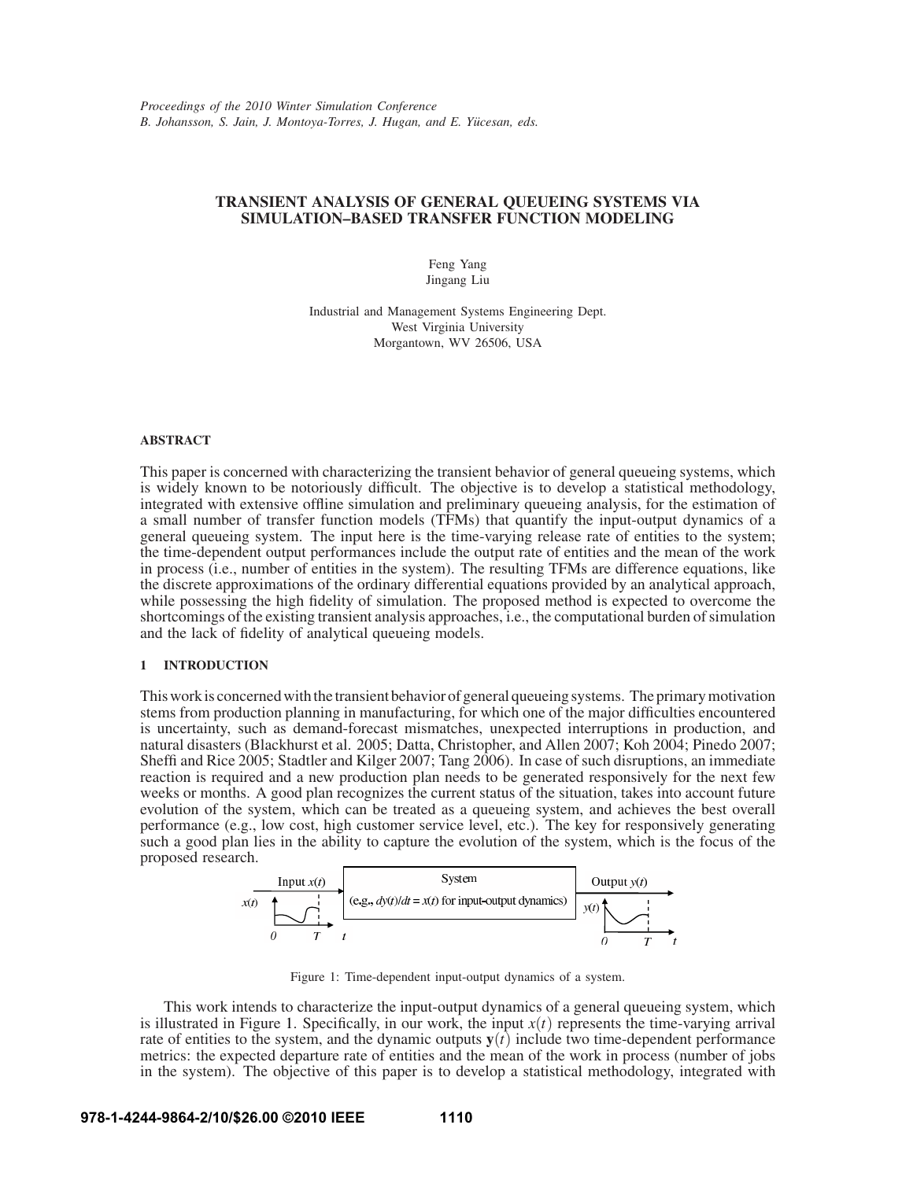*Proceedings of the 2010 Winter Simulation Conference*
*B. Johansson, S. Jain, J. Montoya-Torres, J. Hugan, and E. Yücesan, eds.*

# TRANSIENT ANALYSIS OF GENERAL QUEUEING SYSTEMS VIA SIMULATION–BASED TRANSFER FUNCTION MODELING

Feng Yang
Jingang Liu

Industrial and Management Systems Engineering Dept.
West Virginia University
Morgantown, WV 26506, USA

## ABSTRACT

This paper is concerned with characterizing the transient behavior of general queueing systems, which is widely known to be notoriously difficult. The objective is to develop a statistical methodology, integrated with extensive offline simulation and preliminary queueing analysis, for the estimation of a small number of transfer function models (TFMs) that quantify the input-output dynamics of a general queueing system. The input here is the time-varying release rate of entities to the system; the time-dependent output performances include the output rate of entities and the mean of the work in process (i.e., number of entities in the system). The resulting TFMs are difference equations, like the discrete approximations of the ordinary differential equations provided by an analytical approach, while possessing the high fidelity of simulation. The proposed method is expected to overcome the shortcomings of the existing transient analysis approaches, i.e., the computational burden of simulation and the lack of fidelity of analytical queueing models.

## 1 INTRODUCTION

This work is concerned with the transient behavior of general queueing systems. The primary motivation stems from production planning in manufacturing, for which one of the major difficulties encountered is uncertainty, such as demand-forecast mismatches, unexpected interruptions in production, and natural disasters (Blackhurst et al. 2005; Datta, Christopher, and Allen 2007; Koh 2004; Pinedo 2007; Sheffi and Rice 2005; Stadtler and Kilger 2007; Tang 2006). In case of such disruptions, an immediate reaction is required and a new production plan needs to be generated responsively for the next few weeks or months. A good plan recognizes the current status of the situation, takes into account future evolution of the system, which can be treated as a queueing system, and achieves the best overall performance (e.g., low cost, high customer service level, etc.). The key for responsively generating such a good plan lies in the ability to capture the evolution of the system, which is the focus of the proposed research.

Input $x(t)$
$x(t)$
$0$ $T$ $t$
System
(e.g., $dy(t)/dt = x(t)$ for input-output dynamics)
Output $y(t)$
$y(t)$
$0$ $T$ $t$

Figure 1: Time-dependent input-output dynamics of a system.

This work intends to characterize the input-output dynamics of a general queueing system, which is illustrated in Figure 1. Specifically, in our work, the input $x(t)$ represents the time-varying arrival rate of entities to the system, and the dynamic outputs $\mathbf{y}(t)$ include two time-dependent performance metrics: the expected departure rate of entities and the mean of the work in process (number of jobs in the system). The objective of this paper is to develop a statistical methodology, integrated with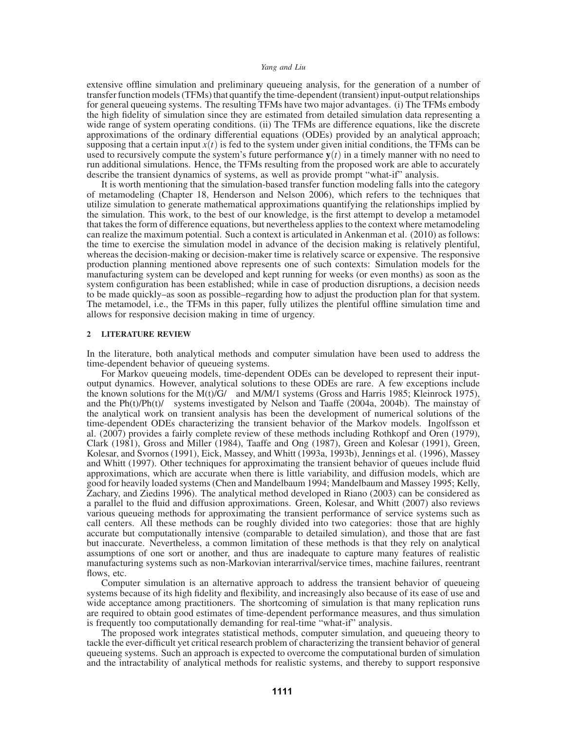extensive offline simulation and preliminary queueing analysis, for the generation of a number of transfer function models (TFMs) that quantify the time-dependent (transient) input-output relationships for general queueing systems. The resulting TFMs have two major advantages. (i) The TFMs embody the high fidelity of simulation since they are estimated from detailed simulation data representing a wide range of system operating conditions. (ii) The TFMs are difference equations, like the discrete approximations of the ordinary differential equations (ODEs) provided by an analytical approach; supposing that a certain input $x(t)$ is fed to the system under given initial conditions, the TFMs can be used to recursively compute the system's future performance $\mathbf{y}(t)$ in a timely manner with no need to run additional simulations. Hence, the TFMs resulting from the proposed work are able to accurately describe the transient dynamics of systems, as well as provide prompt "what-if" analysis.

It is worth mentioning that the simulation-based transfer function modeling falls into the category of metamodeling (Chapter 18, Henderson and Nelson 2006), which refers to the techniques that utilize simulation to generate mathematical approximations quantifying the relationships implied by the simulation. This work, to the best of our knowledge, is the first attempt to develop a metamodel that takes the form of difference equations, but nevertheless applies to the context where metamodeling can realize the maximum potential. Such a context is articulated in Ankenman et al. (2010) as follows: the time to exercise the simulation model in advance of the decision making is relatively plentiful, whereas the decision-making or decision-maker time is relatively scarce or expensive. The responsive production planning mentioned above represents one of such contexts: Simulation models for the manufacturing system can be developed and kept running for weeks (or even months) as soon as the system configuration has been established; while in case of production disruptions, a decision needs to be made quickly–as soon as possible–regarding how to adjust the production plan for that system. The metamodel, i.e., the TFMs in this paper, fully utilizes the plentiful offline simulation time and allows for responsive decision making in time of urgency.

## 2 LITERATURE REVIEW

In the literature, both analytical methods and computer simulation have been used to address the time-dependent behavior of queueing systems.

For Markov queueing models, time-dependent ODEs can be developed to represent their input-output dynamics. However, analytical solutions to these ODEs are rare. A few exceptions include the known solutions for the M(t)/G/$\infty$ and M/M/1 systems (Gross and Harris 1985; Kleinrock 1975), and the Ph(t)/Ph(t)/$\infty$ systems investigated by Nelson and Taaffe (2004a, 2004b). The mainstay of the analytical work on transient analysis has been the development of numerical solutions of the time-dependent ODEs characterizing the transient behavior of the Markov models. Ingolfsson et al. (2007) provides a fairly complete review of these methods including Rothkopf and Oren (1979), Clark (1981), Gross and Miller (1984), Taaffe and Ong (1987), Green and Kolesar (1991), Green, Kolesar, and Svornos (1991), Eick, Massey, and Whitt (1993a, 1993b), Jennings et al. (1996), Massey and Whitt (1997). Other techniques for approximating the transient behavior of queues include fluid approximations, which are accurate when there is little variability, and diffusion models, which are good for heavily loaded systems (Chen and Mandelbaum 1994; Mandelbaum and Massey 1995; Kelly, Zachary, and Ziedins 1996). The analytical method developed in Riano (2003) can be considered as a parallel to the fluid and diffusion approximations. Green, Kolesar, and Whitt (2007) also reviews various queueing methods for approximating the transient performance of service systems such as call centers. All these methods can be roughly divided into two categories: those that are highly accurate but computationally intensive (comparable to detailed simulation), and those that are fast but inaccurate. Nevertheless, a common limitation of these methods is that they rely on analytical assumptions of one sort or another, and thus are inadequate to capture many features of realistic manufacturing systems such as non-Markovian interarrival/service times, machine failures, reentrant flows, etc.

Computer simulation is an alternative approach to address the transient behavior of queueing systems because of its high fidelity and flexibility, and increasingly also because of its ease of use and wide acceptance among practitioners. The shortcoming of simulation is that many replication runs are required to obtain good estimates of time-dependent performance measures, and thus simulation is frequently too computationally demanding for real-time "what-if" analysis.

The proposed work integrates statistical methods, computer simulation, and queueing theory to tackle the ever-difficult yet critical research problem of characterizing the transient behavior of general queueing systems. Such an approach is expected to overcome the computational burden of simulation and the intractability of analytical methods for realistic systems, and thereby to support responsive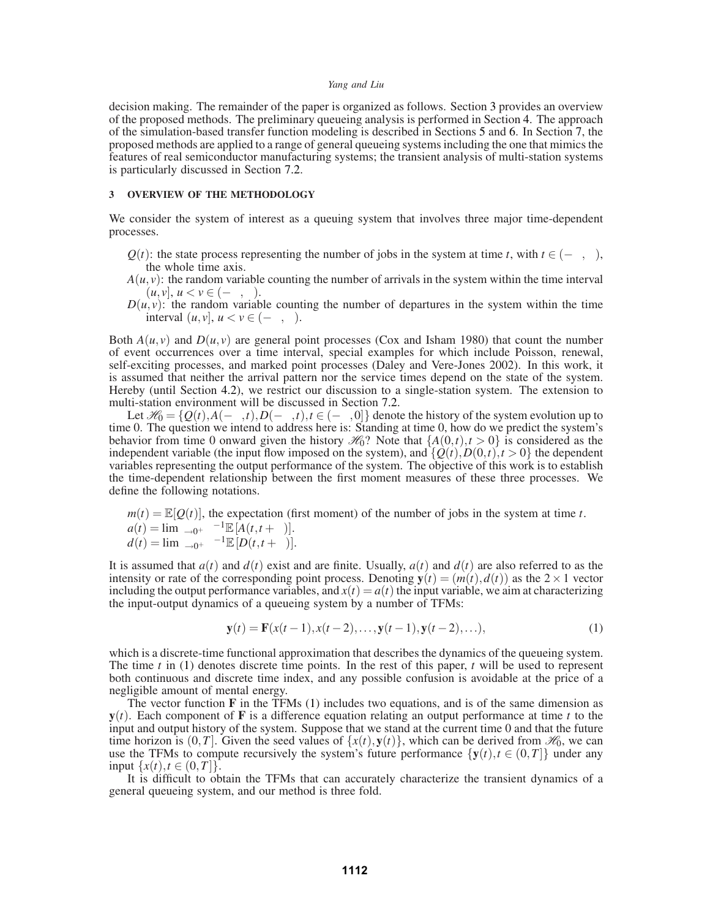decision making. The remainder of the paper is organized as follows. Section 3 provides an overview of the proposed methods. The preliminary queueing analysis is performed in Section 4. The approach of the simulation-based transfer function modeling is described in Sections 5 and 6. In Section 7, the proposed methods are applied to a range of general queueing systems including the one that mimics the features of real semiconductor manufacturing systems; the transient analysis of multi-station systems is particularly discussed in Section 7.2.

## 3 OVERVIEW OF THE METHODOLOGY

We consider the system of interest as a queuing system that involves three major time-dependent processes.

$Q(t)$: the state process representing the number of jobs in the system at time $t$, with $t \in (-\infty, \infty)$, the whole time axis.

$A(u,v)$: the random variable counting the number of arrivals in the system within the time interval $(u,v]$, $u < v \in (-\infty, \infty)$.

$D(u,v)$: the random variable counting the number of departures in the system within the time interval $(u,v]$, $u < v \in (-\infty, \infty)$.

Both $A(u,v)$ and $D(u,v)$ are general point processes (Cox and Isham 1980) that count the number of event occurrences over a time interval, special examples for which include Poisson, renewal, self-exciting processes, and marked point processes (Daley and Vere-Jones 2002). In this work, it is assumed that neither the arrival pattern nor the service times depend on the state of the system. Hereby (until Section 4.2), we restrict our discussion to a single-station system. The extension to multi-station environment will be discussed in Section 7.2.

Let $\mathscr{H}_0 = \{Q(t), A(-\infty,t), D(-\infty,t), t \in (-\infty, 0]\}$ denote the history of the system evolution up to time 0. The question we intend to address here is: Standing at time 0, how do we predict the system's behavior from time 0 onward given the history $\mathscr{H}_0$? Note that $\{A(0,t), t > 0\}$ is considered as the independent variable (the input flow imposed on the system), and $\{Q(t), D(0,t), t > 0\}$ the dependent variables representing the output performance of the system. The objective of this work is to establish the time-dependent relationship between the first moment measures of these three processes. We define the following notations.

$m(t) = \mathbb{E}[Q(t)]$, the expectation (first moment) of the number of jobs in the system at time $t$.

$a(t) = \lim_{\delta \to 0^+} \delta^{-1} \mathbb{E}[A(t, t+\delta)]$.

$d(t) = \lim_{\delta \to 0^+} \delta^{-1} \mathbb{E}[D(t, t+\delta)]$.

It is assumed that $a(t)$ and $d(t)$ exist and are finite. Usually, $a(t)$ and $d(t)$ are also referred to as the intensity or rate of the corresponding point process. Denoting $\mathbf{y}(t) = (m(t), d(t))$ as the $2 \times 1$ vector including the output performance variables, and $x(t) = a(t)$ the input variable, we aim at characterizing the input-output dynamics of a queueing system by a number of TFMs:

$$\mathbf{y}(t) = \mathbf{F}(x(t-1), x(t-2), \ldots, \mathbf{y}(t-1), \mathbf{y}(t-2), \ldots), \tag{1}$$

which is a discrete-time functional approximation that describes the dynamics of the queueing system. The time $t$ in (1) denotes discrete time points. In the rest of this paper, $t$ will be used to represent both continuous and discrete time index, and any possible confusion is avoidable at the price of a negligible amount of mental energy.

The vector function $\mathbf{F}$ in the TFMs (1) includes two equations, and is of the same dimension as $\mathbf{y}(t)$. Each component of $\mathbf{F}$ is a difference equation relating an output performance at time $t$ to the input and output history of the system. Suppose that we stand at the current time 0 and that the future time horizon is $(0,T]$. Given the seed values of $\{x(t), \mathbf{y}(t)\}$, which can be derived from $\mathscr{H}_0$, we can use the TFMs to compute recursively the system's future performance $\{\mathbf{y}(t), t \in (0,T]\}$ under any input $\{x(t), t \in (0,T]\}$.

It is difficult to obtain the TFMs that can accurately characterize the transient dynamics of a general queueing system, and our method is three fold.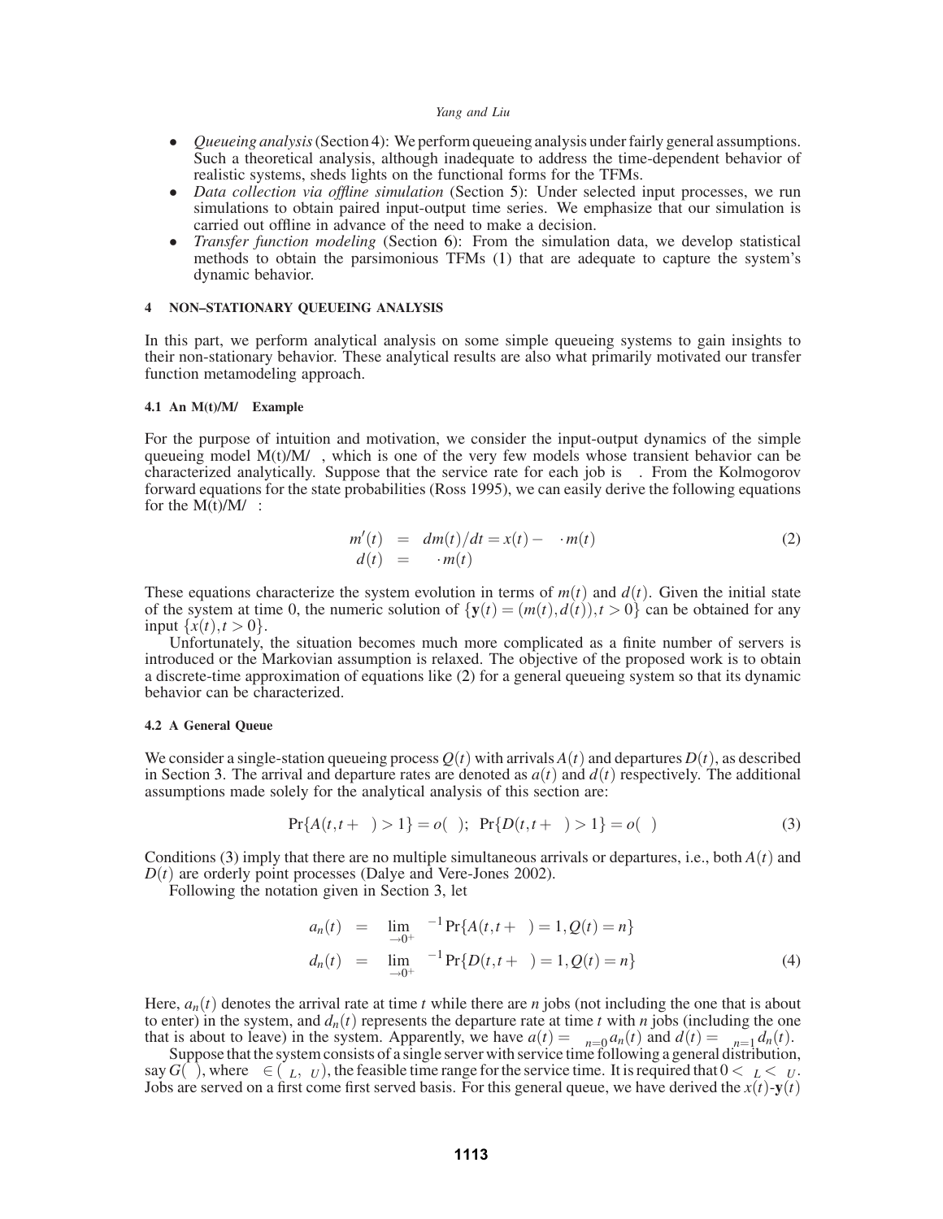- *Queueing analysis* (Section 4): We perform queueing analysis under fairly general assumptions. Such a theoretical analysis, although inadequate to address the time-dependent behavior of realistic systems, sheds lights on the functional forms for the TFMs.
- *Data collection via offline simulation* (Section 5): Under selected input processes, we run simulations to obtain paired input-output time series. We emphasize that our simulation is carried out offline in advance of the need to make a decision.
- *Transfer function modeling* (Section 6): From the simulation data, we develop statistical methods to obtain the parsimonious TFMs (1) that are adequate to capture the system's dynamic behavior.

## 4 NON–STATIONARY QUEUEING ANALYSIS

In this part, we perform analytical analysis on some simple queueing systems to gain insights to their non-stationary behavior. These analytical results are also what primarily motivated our transfer function metamodeling approach.

### 4.1 An M(t)/M/∞ Example

For the purpose of intuition and motivation, we consider the input-output dynamics of the simple queueing model M(t)/M/∞, which is one of the very few models whose transient behavior can be characterized analytically. Suppose that the service rate for each job is $\mu$. From the Kolmogorov forward equations for the state probabilities (Ross 1995), we can easily derive the following equations for the M(t)/M/∞:

$$
\begin{aligned}
m'(t) &= dm(t)/dt = x(t) - \mu \cdot m(t) \\
d(t) &= \mu \cdot m(t)
\end{aligned}
\tag{2}
$$

These equations characterize the system evolution in terms of $m(t)$ and $d(t)$. Given the initial state of the system at time 0, the numeric solution of $\{\mathbf{y}(t) = (m(t), d(t)), t > 0\}$ can be obtained for any input $\{x(t), t > 0\}$.

Unfortunately, the situation becomes much more complicated as a finite number of servers is introduced or the Markovian assumption is relaxed. The objective of the proposed work is to obtain a discrete-time approximation of equations like (2) for a general queueing system so that its dynamic behavior can be characterized.

### 4.2 A General Queue

We consider a single-station queueing process $Q(t)$ with arrivals $A(t)$ and departures $D(t)$, as described in Section 3. The arrival and departure rates are denoted as $a(t)$ and $d(t)$ respectively. The additional assumptions made solely for the analytical analysis of this section are:

$$
\Pr\{A(t, t+\delta) > 1\} = o(\delta); \quad \Pr\{D(t, t+\delta) > 1\} = o(\delta)
\tag{3}
$$

Conditions (3) imply that there are no multiple simultaneous arrivals or departures, i.e., both $A(t)$ and $D(t)$ are orderly point processes (Dalye and Vere-Jones 2002).

Following the notation given in Section 3, let

$$
\begin{aligned}
a_n(t) &= \lim_{\delta \to 0^+} \delta^{-1} \Pr\{A(t, t+\delta) = 1, Q(t) = n\} \\
d_n(t) &= \lim_{\delta \to 0^+} \delta^{-1} \Pr\{D(t, t+\delta) = 1, Q(t) = n\}
\end{aligned}
\tag{4}
$$

Here, $a_n(t)$ denotes the arrival rate at time $t$ while there are $n$ jobs (not including the one that is about to enter) in the system, and $d_n(t)$ represents the departure rate at time $t$ with $n$ jobs (including the one that is about to leave) in the system. Apparently, we have $a(t) = \sum_{n=0}^{\infty} a_n(t)$ and $d(t) = \sum_{n=1}^{\infty} d_n(t)$.

Suppose that the system consists of a single server with service time following a general distribution, say $G(\tau)$, where $\tau \in (\tau_L, \tau_U)$, the feasible time range for the service time. It is required that $0 < \tau_L < \tau_U$. Jobs are served on a first come first served basis. For this general queue, we have derived the $x(t)$-$\mathbf{y}(t)$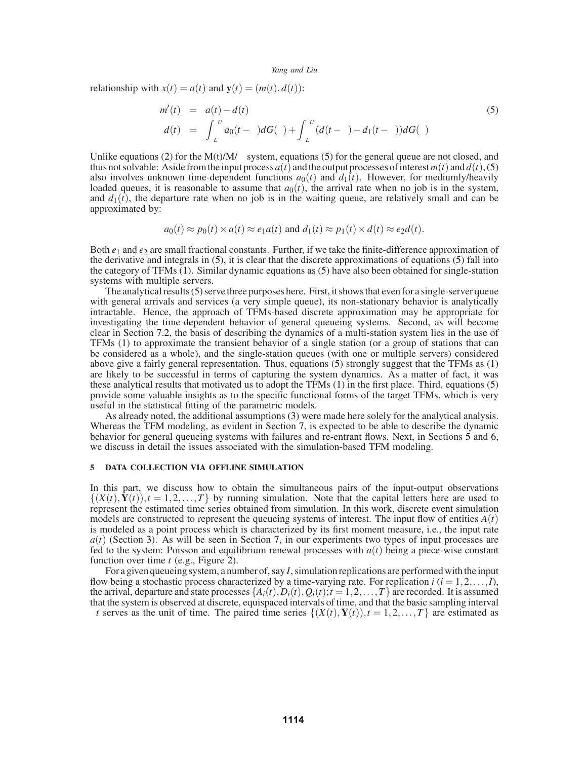relationship with $x(t) = a(t)$ and $\mathbf{y}(t) = (m(t), d(t))$:

$$
\begin{aligned}
m'(t) &= a(t) - d(t) \\
d(t) &= \int_L^U a_0(t-\tau)dG(\tau) + \int_L^U (d(t-\tau) - d_1(t-\tau))dG(\tau)
\end{aligned}
\tag{5}
$$

Unlike equations (2) for the M(t)/M/∞ system, equations (5) for the general queue are not closed, and thus not solvable: Aside from the input process $a(t)$ and the output processes of interest $m(t)$ and $d(t)$, (5) also involves unknown time-dependent functions $a_0(t)$ and $d_1(t)$. However, for mediumly/heavily loaded queues, it is reasonable to assume that $a_0(t)$, the arrival rate when no job is in the system, and $d_1(t)$, the departure rate when no job is in the waiting queue, are relatively small and can be approximated by:

$$a_0(t) \approx p_0(t) \times a(t) \approx e_1 a(t) \text{ and } d_1(t) \approx p_1(t) \times d(t) \approx e_2 d(t).$$

Both $e_1$ and $e_2$ are small fractional constants. Further, if we take the finite-difference approximation of the derivative and integrals in (5), it is clear that the discrete approximations of equations (5) fall into the category of TFMs (1). Similar dynamic equations as (5) have also been obtained for single-station systems with multiple servers.

The analytical results (5) serve three purposes here. First, it shows that even for a single-server queue with general arrivals and services (a very simple queue), its non-stationary behavior is analytically intractable. Hence, the approach of TFMs-based discrete approximation may be appropriate for investigating the time-dependent behavior of general queueing systems. Second, as will become clear in Section 7.2, the basis of describing the dynamics of a multi-station system lies in the use of TFMs (1) to approximate the transient behavior of a single station (or a group of stations that can be considered as a whole), and the single-station queues (with one or multiple servers) considered above give a fairly general representation. Thus, equations (5) strongly suggest that the TFMs as (1) are likely to be successful in terms of capturing the system dynamics. As a matter of fact, it was these analytical results that motivated us to adopt the TFMs (1) in the first place. Third, equations (5) provide some valuable insights as to the specific functional forms of the target TFMs, which is very useful in the statistical fitting of the parametric models.

As already noted, the additional assumptions (3) were made here solely for the analytical analysis. Whereas the TFM modeling, as evident in Section 7, is expected to be able to describe the dynamic behavior for general queueing systems with failures and re-entrant flows. Next, in Sections 5 and 6, we discuss in detail the issues associated with the simulation-based TFM modeling.

## 5 DATA COLLECTION VIA OFFLINE SIMULATION

In this part, we discuss how to obtain the simultaneous pairs of the input-output observations $\{(X(t), \mathbf{Y}(t)), t = 1, 2, \ldots, T\}$ by running simulation. Note that the capital letters here are used to represent the estimated time series obtained from simulation. In this work, discrete event simulation models are constructed to represent the queueing systems of interest. The input flow of entities $A(t)$ is modeled as a point process which is characterized by its first moment measure, i.e., the input rate $a(t)$ (Section 3). As will be seen in Section 7, in our experiments two types of input processes are fed to the system: Poisson and equilibrium renewal processes with $a(t)$ being a piece-wise constant function over time $t$ (e.g., Figure 2).

For a given queueing system, a number of, say $I$, simulation replications are performed with the input flow being a stochastic process characterized by a time-varying rate. For replication $i$ ($i = 1, 2, \ldots, I$), the arrival, departure and state processes $\{A_i(t), D_i(t), Q_i(t); t = 1, 2, \ldots, T\}$ are recorded. It is assumed that the system is observed at discrete, equispaced intervals of time, and that the basic sampling interval $\Delta t$ serves as the unit of time. The paired time series $\{(X(t), \mathbf{Y}(t)), t = 1, 2, \ldots, T\}$ are estimated as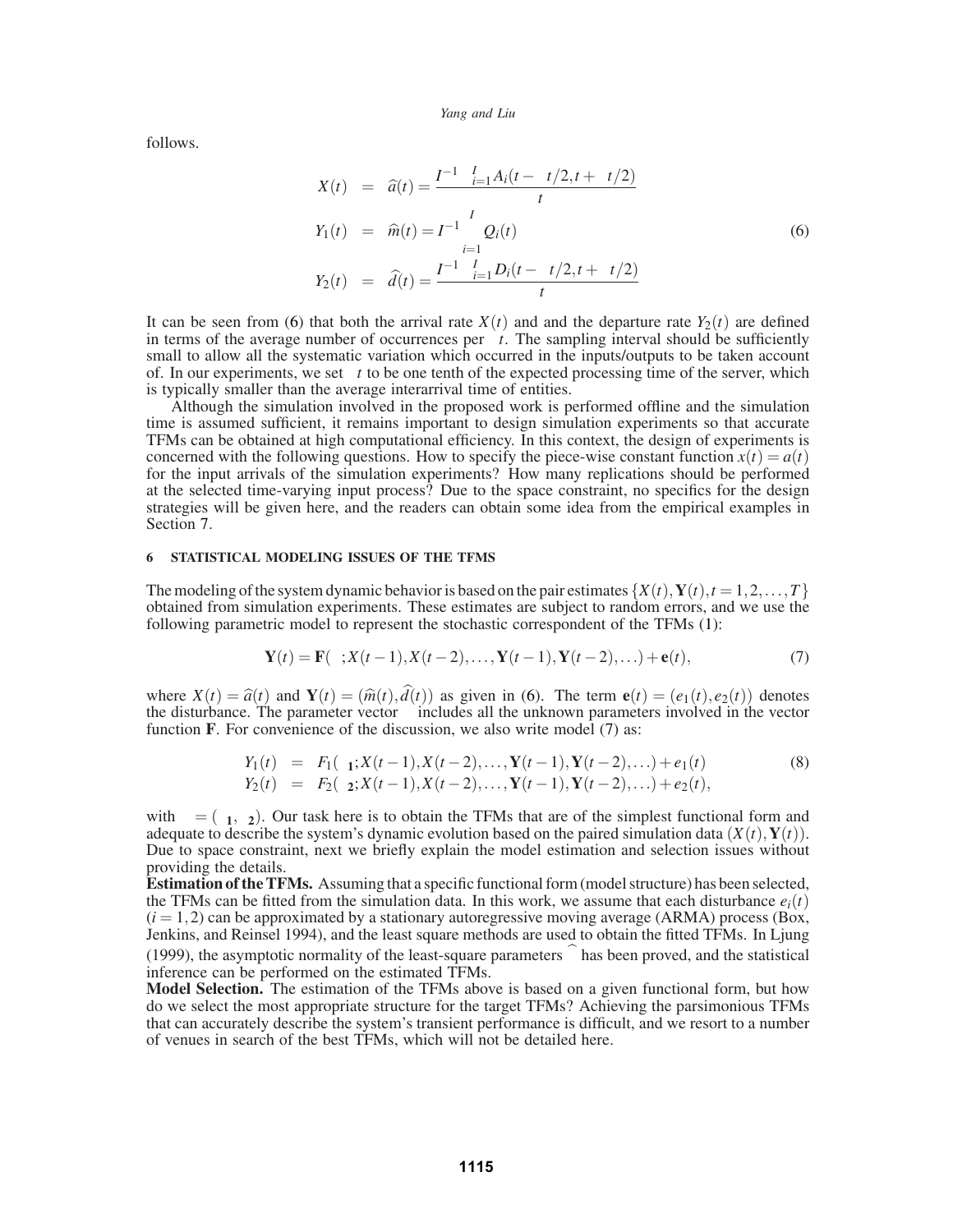follows.

$$
\begin{aligned}
X(t) &= \widehat{a}(t) = \frac{I^{-1}\sum_{i=1}^{I} A_i(t-\Delta t/2, t+\Delta t/2)}{\Delta t} \\
Y_1(t) &= \widehat{m}(t) = I^{-1}\sum_{i=1}^{I} Q_i(t) \\
Y_2(t) &= \widehat{d}(t) = \frac{I^{-1}\sum_{i=1}^{I} D_i(t-\Delta t/2, t+\Delta t/2)}{\Delta t}
\end{aligned} \tag{6}
$$

It can be seen from (6) that both the arrival rate $X(t)$ and and the departure rate $Y_2(t)$ are defined in terms of the average number of occurrences per $\Delta t$. The sampling interval should be sufficiently small to allow all the systematic variation which occurred in the inputs/outputs to be taken account of. In our experiments, we set $\Delta t$ to be one tenth of the expected processing time of the server, which is typically smaller than the average interarrival time of entities.

Although the simulation involved in the proposed work is performed offline and the simulation time is assumed sufficient, it remains important to design simulation experiments so that accurate TFMs can be obtained at high computational efficiency. In this context, the design of experiments is concerned with the following questions. How to specify the piece-wise constant function $x(t) = a(t)$ for the input arrivals of the simulation experiments? How many replications should be performed at the selected time-varying input process? Due to the space constraint, no specifics for the design strategies will be given here, and the readers can obtain some idea from the empirical examples in Section 7.

## 6 STATISTICAL MODELING ISSUES OF THE TFMS

The modeling of the system dynamic behavior is based on the pair estimates $\{X(t), \mathbf{Y}(t), t = 1, 2, \ldots, T\}$ obtained from simulation experiments. These estimates are subject to random errors, and we use the following parametric model to represent the stochastic correspondent of the TFMs (1):

$$
\mathbf{Y}(t) = \mathbf{F}(\theta; X(t-1), X(t-2), \ldots, \mathbf{Y}(t-1), \mathbf{Y}(t-2), \ldots) + \mathbf{e}(t), \tag{7}
$$

where $X(t) = \widehat{a}(t)$ and $\mathbf{Y}(t) = (\widehat{m}(t), \widehat{d}(t))$ as given in (6). The term $\mathbf{e}(t) = (e_1(t), e_2(t))$ denotes the disturbance. The parameter vector $\theta$ includes all the unknown parameters involved in the vector function $\mathbf{F}$. For convenience of the discussion, we also write model (7) as:

$$
\begin{aligned}
Y_1(t) &= F_1(\theta_1; X(t-1), X(t-2), \ldots, \mathbf{Y}(t-1), \mathbf{Y}(t-2), \ldots) + e_1(t) \\
Y_2(t) &= F_2(\theta_2; X(t-1), X(t-2), \ldots, \mathbf{Y}(t-1), \mathbf{Y}(t-2), \ldots) + e_2(t),
\end{aligned} \tag{8}
$$

with $\theta = (\theta_1, \theta_2)$. Our task here is to obtain the TFMs that are of the simplest functional form and adequate to describe the system's dynamic evolution based on the paired simulation data $(X(t), \mathbf{Y}(t))$. Due to space constraint, next we briefly explain the model estimation and selection issues without providing the details.

**Estimation of the TFMs.** Assuming that a specific functional form (model structure) has been selected, the TFMs can be fitted from the simulation data. In this work, we assume that each disturbance $e_i(t)$ ($i = 1, 2$) can be approximated by a stationary autoregressive moving average (ARMA) process (Box, Jenkins, and Reinsel 1994), and the least square methods are used to obtain the fitted TFMs. In Ljung (1999), the asymptotic normality of the least-square parameters $\widehat{\theta}$ has been proved, and the statistical inference can be performed on the estimated TFMs.

**Model Selection.** The estimation of the TFMs above is based on a given functional form, but how do we select the most appropriate structure for the target TFMs? Achieving the parsimonious TFMs that can accurately describe the system's transient performance is difficult, and we resort to a number of venues in search of the best TFMs, which will not be detailed here.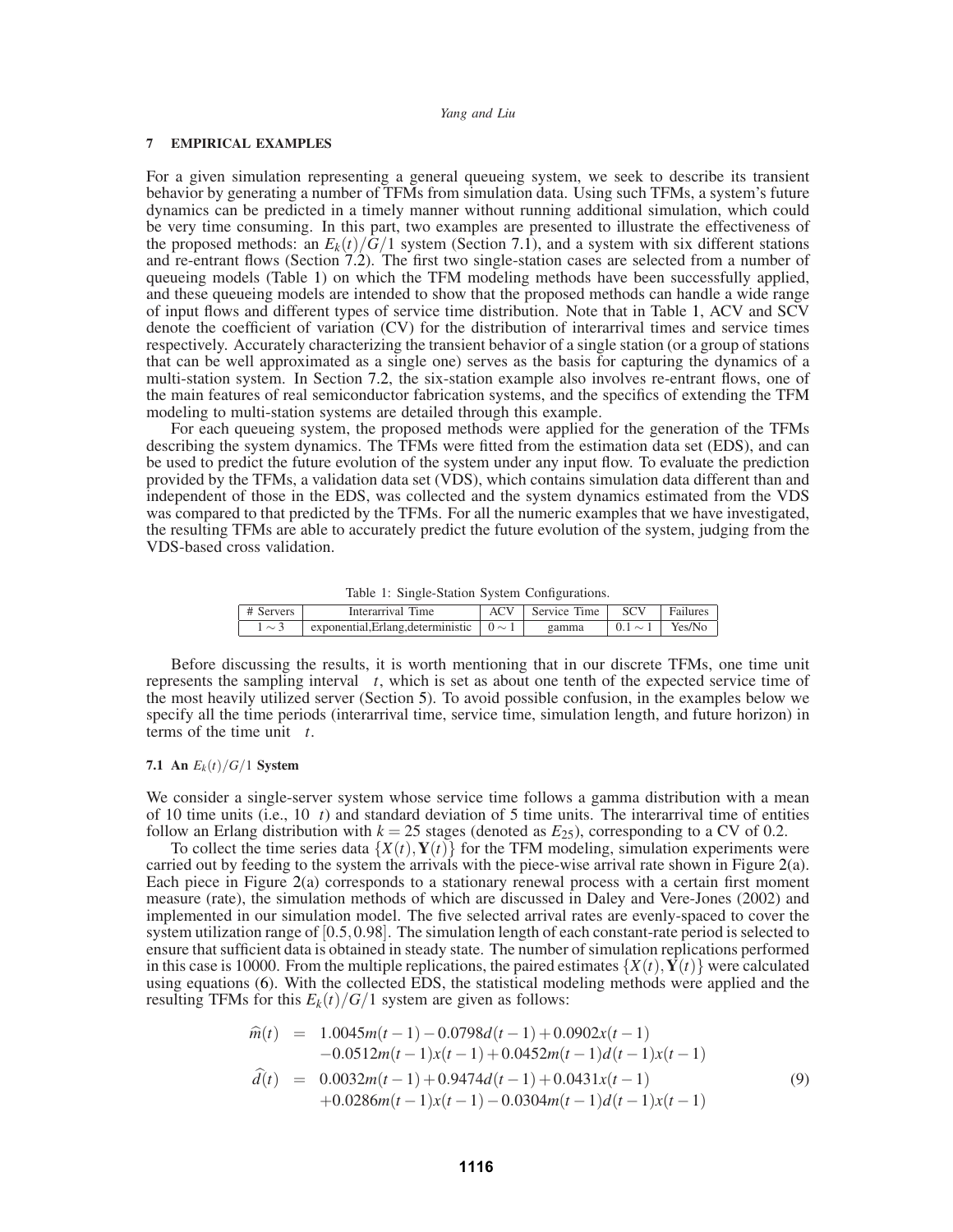## 7 EMPIRICAL EXAMPLES

For a given simulation representing a general queueing system, we seek to describe its transient behavior by generating a number of TFMs from simulation data. Using such TFMs, a system's future dynamics can be predicted in a timely manner without running additional simulation, which could be very time consuming. In this part, two examples are presented to illustrate the effectiveness of the proposed methods: an $E_k(t)/G/1$ system (Section 7.1), and a system with six different stations and re-entrant flows (Section 7.2). The first two single-station cases are selected from a number of queueing models (Table 1) on which the TFM modeling methods have been successfully applied, and these queueing models are intended to show that the proposed methods can handle a wide range of input flows and different types of service time distribution. Note that in Table 1, ACV and SCV denote the coefficient of variation (CV) for the distribution of interarrival times and service times respectively. Accurately characterizing the transient behavior of a single station (or a group of stations that can be well approximated as a single one) serves as the basis for capturing the dynamics of a multi-station system. In Section 7.2, the six-station example also involves re-entrant flows, one of the main features of real semiconductor fabrication systems, and the specifics of extending the TFM modeling to multi-station systems are detailed through this example.

For each queueing system, the proposed methods were applied for the generation of the TFMs describing the system dynamics. The TFMs were fitted from the estimation data set (EDS), and can be used to predict the future evolution of the system under any input flow. To evaluate the prediction provided by the TFMs, a validation data set (VDS), which contains simulation data different than and independent of those in the EDS, was collected and the system dynamics estimated from the VDS was compared to that predicted by the TFMs. For all the numeric examples that we have investigated, the resulting TFMs are able to accurately predict the future evolution of the system, judging from the VDS-based cross validation.

Table 1: Single-Station System Configurations.

| # Servers | Interarrival Time | ACV | Service Time | SCV | Failures |
|---|---|---|---|---|---|
| $1 \sim 3$ | exponential,Erlang,deterministic | $0 \sim 1$ | gamma | $0.1 \sim 1$ | Yes/No |

Before discussing the results, it is worth mentioning that in our discrete TFMs, one time unit represents the sampling interval $\Delta t$, which is set as about one tenth of the expected service time of the most heavily utilized server (Section 5). To avoid possible confusion, in the examples below we specify all the time periods (interarrival time, service time, simulation length, and future horizon) in terms of the time unit $\Delta t$.

### 7.1 An $E_k(t)/G/1$ System

We consider a single-server system whose service time follows a gamma distribution with a mean of 10 time units (i.e., $10\Delta t$) and standard deviation of 5 time units. The interarrival time of entities follow an Erlang distribution with $k = 25$ stages (denoted as $E_{25}$), corresponding to a CV of 0.2.

To collect the time series data $\{X(t), \mathbf{Y}(t)\}$ for the TFM modeling, simulation experiments were carried out by feeding to the system the arrivals with the piece-wise arrival rate shown in Figure 2(a). Each piece in Figure 2(a) corresponds to a stationary renewal process with a certain first moment measure (rate), the simulation methods of which are discussed in Daley and Vere-Jones (2002) and implemented in our simulation model. The five selected arrival rates are evenly-spaced to cover the system utilization range of $[0.5, 0.98]$. The simulation length of each constant-rate period is selected to ensure that sufficient data is obtained in steady state. The number of simulation replications performed in this case is 10000. From the multiple replications, the paired estimates $\{X(t), \mathbf{Y}(t)\}$ were calculated using equations (6). With the collected EDS, the statistical modeling methods were applied and the resulting TFMs for this $E_k(t)/G/1$ system are given as follows:

$$
\begin{aligned}
\widehat{m}(t) &= 1.0045m(t-1) - 0.0798d(t-1) + 0.0902x(t-1) \\
&\quad -0.0512m(t-1)x(t-1) + 0.0452m(t-1)d(t-1)x(t-1) \\
\widehat{d}(t) &= 0.0032m(t-1) + 0.9474d(t-1) + 0.0431x(t-1) \\
&\quad +0.0286m(t-1)x(t-1) - 0.0304m(t-1)d(t-1)x(t-1)
\end{aligned} \tag{9}
$$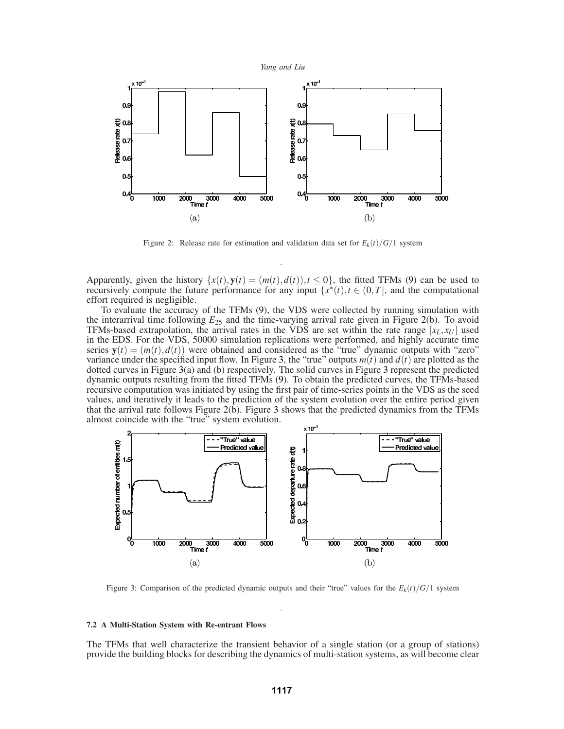Figure 2: Release rate for estimation and validation data set for $E_k(t)/G/1$ system

Apparently, given the history $\{x(t), \mathbf{y}(t) = (m(t), d(t)), t \leq 0\}$, the fitted TFMs (9) can be used to recursively compute the future performance for any input $\{x^*(t), t \in (0, T]$, and the computational effort required is negligible.

To evaluate the accuracy of the TFMs (9), the VDS were collected by running simulation with the interarrival time following $E_{25}$ and the time-varying arrival rate given in Figure 2(b). To avoid TFMs-based extrapolation, the arrival rates in the VDS are set within the rate range $[x_L, x_U]$ used in the EDS. For the VDS, 50000 simulation replications were performed, and highly accurate time series $\mathbf{y}(t) = (m(t), d(t))$ were obtained and considered as the "true" dynamic outputs with "zero" variance under the specified input flow. In Figure 3, the "true" outputs $m(t)$ and $d(t)$ are plotted as the dotted curves in Figure 3(a) and (b) respectively. The solid curves in Figure 3 represent the predicted dynamic outputs resulting from the fitted TFMs (9). To obtain the predicted curves, the TFMs-based recursive computation was initiated by using the first pair of time-series points in the VDS as the seed values, and iteratively it leads to the prediction of the system evolution over the entire period given that the arrival rate follows Figure 2(b). Figure 3 shows that the predicted dynamics from the TFMs almost coincide with the "true" system evolution.

Figure 3: Comparison of the predicted dynamic outputs and their "true" values for the $E_k(t)/G/1$ system

#### 7.2 A Multi-Station System with Re-entrant Flows

The TFMs that well characterize the transient behavior of a single station (or a group of stations) provide the building blocks for describing the dynamics of multi-station systems, as will become clear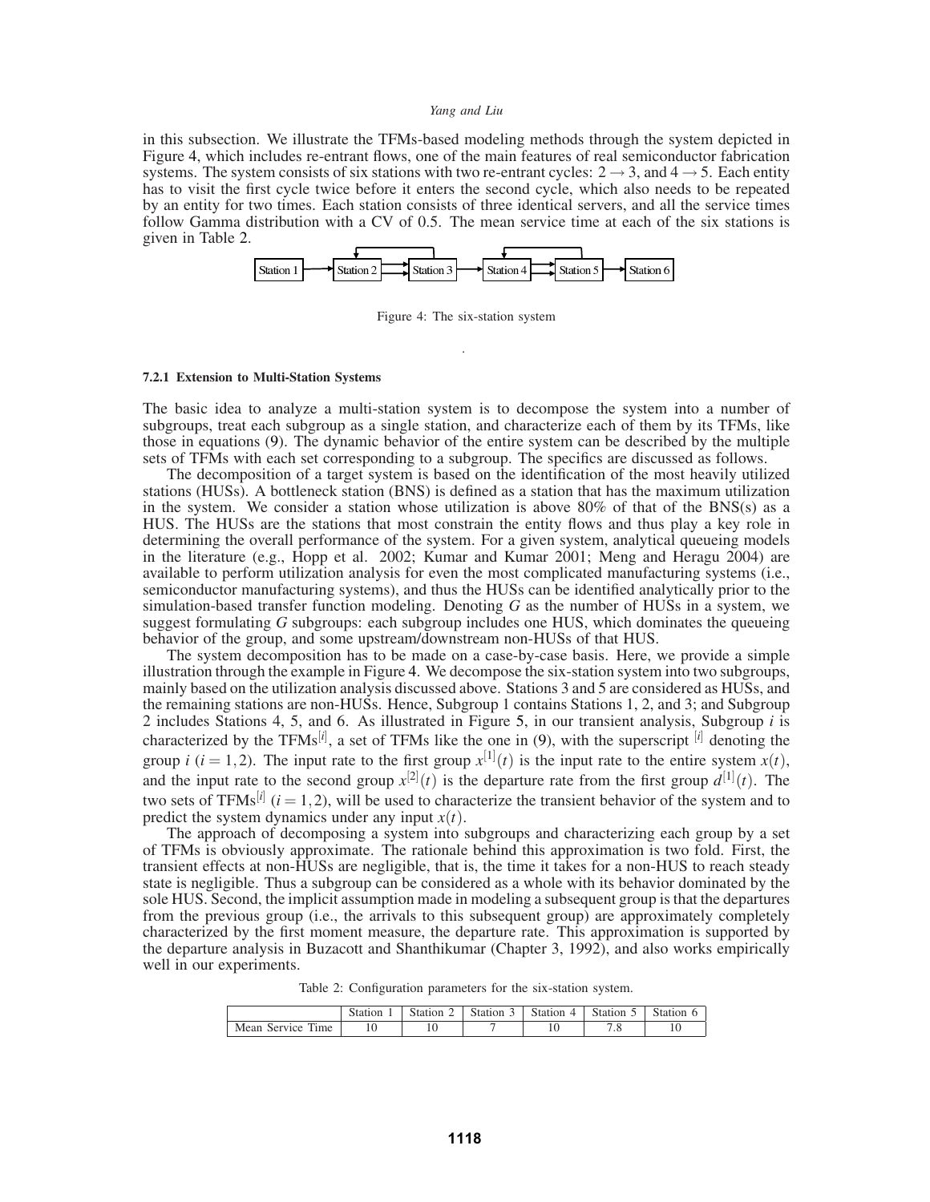in this subsection. We illustrate the TFMs-based modeling methods through the system depicted in Figure 4, which includes re-entrant flows, one of the main features of real semiconductor fabrication systems. The system consists of six stations with two re-entrant cycles: $2 \rightarrow 3$, and $4 \rightarrow 5$. Each entity has to visit the first cycle twice before it enters the second cycle, which also needs to be repeated by an entity for two times. Each station consists of three identical servers, and all the service times follow Gamma distribution with a CV of 0.5. The mean service time at each of the six stations is given in Table 2.

Station 1 → Station 2 ⇄ Station 3 → Station 4 ⇄ Station 5 → Station 6

Figure 4: The six-station system

#### 7.2.1 Extension to Multi-Station Systems

The basic idea to analyze a multi-station system is to decompose the system into a number of subgroups, treat each subgroup as a single station, and characterize each of them by its TFMs, like those in equations (9). The dynamic behavior of the entire system can be described by the multiple sets of TFMs with each set corresponding to a subgroup. The specifics are discussed as follows.

The decomposition of a target system is based on the identification of the most heavily utilized stations (HUSs). A bottleneck station (BNS) is defined as a station that has the maximum utilization in the system. We consider a station whose utilization is above 80% of that of the BNS(s) as a HUS. The HUSs are the stations that most constrain the entity flows and thus play a key role in determining the overall performance of the system. For a given system, analytical queueing models in the literature (e.g., Hopp et al. 2002; Kumar and Kumar 2001; Meng and Heragu 2004) are available to perform utilization analysis for even the most complicated manufacturing systems (i.e., semiconductor manufacturing systems), and thus the HUSs can be identified analytically prior to the simulation-based transfer function modeling. Denoting $G$ as the number of HUSs in a system, we suggest formulating $G$ subgroups: each subgroup includes one HUS, which dominates the queueing behavior of the group, and some upstream/downstream non-HUSs of that HUS.

The system decomposition has to be made on a case-by-case basis. Here, we provide a simple illustration through the example in Figure 4. We decompose the six-station system into two subgroups, mainly based on the utilization analysis discussed above. Stations 3 and 5 are considered as HUSs, and the remaining stations are non-HUSs. Hence, Subgroup 1 contains Stations 1, 2, and 3; and Subgroup 2 includes Stations 4, 5, and 6. As illustrated in Figure 5, in our transient analysis, Subgroup $i$ is characterized by the TFMs$^{[i]}$, a set of TFMs like the one in (9), with the superscript $^{[i]}$ denoting the group $i$ ($i = 1,2$). The input rate to the first group $x^{[1]}(t)$ is the input rate to the entire system $x(t)$, and the input rate to the second group $x^{[2]}(t)$ is the departure rate from the first group $d^{[1]}(t)$. The two sets of TFMs$^{[i]}$ ($i = 1,2$), will be used to characterize the transient behavior of the system and to predict the system dynamics under any input $x(t)$.

The approach of decomposing a system into subgroups and characterizing each group by a set of TFMs is obviously approximate. The rationale behind this approximation is two fold. First, the transient effects at non-HUSs are negligible, that is, the time it takes for a non-HUS to reach steady state is negligible. Thus a subgroup can be considered as a whole with its behavior dominated by the sole HUS. Second, the implicit assumption made in modeling a subsequent group is that the departures from the previous group (i.e., the arrivals to this subsequent group) are approximately completely characterized by the first moment measure, the departure rate. This approximation is supported by the departure analysis in Buzacott and Shanthikumar (Chapter 3, 1992), and also works empirically well in our experiments.

Table 2: Configuration parameters for the six-station system.

| | Station 1 | Station 2 | Station 3 | Station 4 | Station 5 | Station 6 |
|---|---|---|---|---|---|---|
| Mean Service Time | 10 | 10 | 7 | 10 | 7.8 | 10 |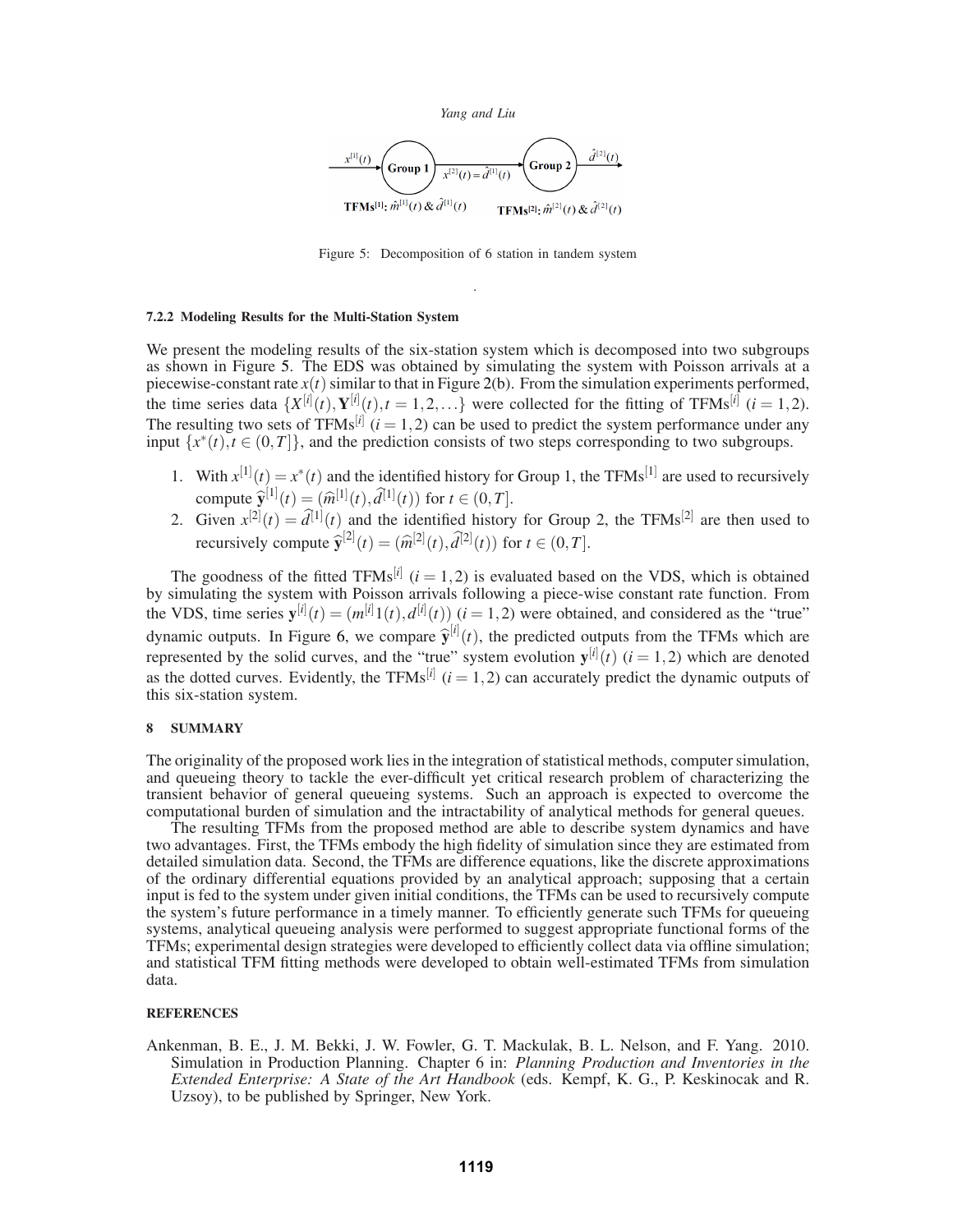Figure 5: Decomposition of 6 station in tandem system

#### 7.2.2 Modeling Results for the Multi-Station System

We present the modeling results of the six-station system which is decomposed into two subgroups as shown in Figure 5. The EDS was obtained by simulating the system with Poisson arrivals at a piecewise-constant rate $x(t)$ similar to that in Figure 2(b). From the simulation experiments performed, the time series data $\{X^{[i]}(t), \mathbf{Y}^{[i]}(t), t = 1, 2, \ldots\}$ were collected for the fitting of TFMs$^{[i]}$ $(i = 1, 2)$. The resulting two sets of TFMs$^{[i]}$ $(i = 1, 2)$ can be used to predict the system performance under any input $\{x^*(t), t \in (0, T]\}$, and the prediction consists of two steps corresponding to two subgroups.

1. With $x^{[1]}(t) = x^*(t)$ and the identified history for Group 1, the TFMs$^{[1]}$ are used to recursively compute $\widehat{\mathbf{y}}^{[1]}(t) = (\widehat{m}^{[1]}(t), \widehat{d}^{[1]}(t))$ for $t \in (0, T]$.
2. Given $x^{[2]}(t) = \widehat{d}^{[1]}(t)$ and the identified history for Group 2, the TFMs$^{[2]}$ are then used to recursively compute $\widehat{\mathbf{y}}^{[2]}(t) = (\widehat{m}^{[2]}(t), \widehat{d}^{[2]}(t))$ for $t \in (0, T]$.

The goodness of the fitted TFMs$^{[i]}$ $(i = 1, 2)$ is evaluated based on the VDS, which is obtained by simulating the system with Poisson arrivals following a piece-wise constant rate function. From the VDS, time series $\mathbf{y}^{[i]}(t) = (m^{[i]}1(t), d^{[i]}(t))$ $(i = 1, 2)$ were obtained, and considered as the "true" dynamic outputs. In Figure 6, we compare $\widehat{\mathbf{y}}^{[i]}(t)$, the predicted outputs from the TFMs which are represented by the solid curves, and the "true" system evolution $\mathbf{y}^{[i]}(t)$ $(i = 1, 2)$ which are denoted as the dotted curves. Evidently, the TFMs$^{[i]}$ $(i = 1, 2)$ can accurately predict the dynamic outputs of this six-station system.

## 8 SUMMARY

The originality of the proposed work lies in the integration of statistical methods, computer simulation, and queueing theory to tackle the ever-difficult yet critical research problem of characterizing the transient behavior of general queueing systems. Such an approach is expected to overcome the computational burden of simulation and the intractability of analytical methods for general queues.

The resulting TFMs from the proposed method are able to describe system dynamics and have two advantages. First, the TFMs embody the high fidelity of simulation since they are estimated from detailed simulation data. Second, the TFMs are difference equations, like the discrete approximations of the ordinary differential equations provided by an analytical approach; supposing that a certain input is fed to the system under given initial conditions, the TFMs can be used to recursively compute the system's future performance in a timely manner. To efficiently generate such TFMs for queueing systems, analytical queueing analysis were performed to suggest appropriate functional forms of the TFMs; experimental design strategies were developed to efficiently collect data via offline simulation; and statistical TFM fitting methods were developed to obtain well-estimated TFMs from simulation data.

## REFERENCES

Ankenman, B. E., J. M. Bekki, J. W. Fowler, G. T. Mackulak, B. L. Nelson, and F. Yang. 2010. Simulation in Production Planning. Chapter 6 in: *Planning Production and Inventories in the Extended Enterprise: A State of the Art Handbook* (eds. Kempf, K. G., P. Keskinocak and R. Uzsoy), to be published by Springer, New York.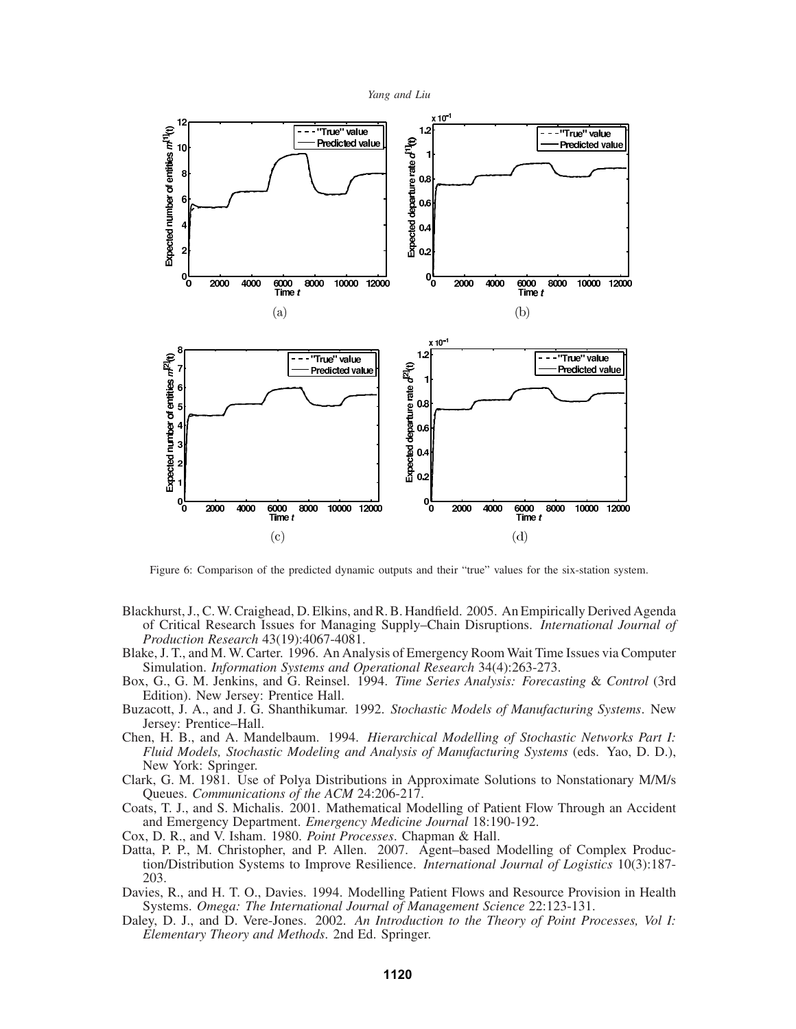Figure 6: Comparison of the predicted dynamic outputs and their "true" values for the six-station system.

Blackhurst, J., C. W. Craighead, D. Elkins, and R. B. Handfield. 2005. An Empirically Derived Agenda of Critical Research Issues for Managing Supply–Chain Disruptions. *International Journal of Production Research* 43(19):4067-4081.

Blake, J. T., and M. W. Carter. 1996. An Analysis of Emergency Room Wait Time Issues via Computer Simulation. *Information Systems and Operational Research* 34(4):263-273.

Box, G., G. M. Jenkins, and G. Reinsel. 1994. *Time Series Analysis: Forecasting & Control* (3rd Edition). New Jersey: Prentice Hall.

Buzacott, J. A., and J. G. Shanthikumar. 1992. *Stochastic Models of Manufacturing Systems*. New Jersey: Prentice–Hall.

Chen, H. B., and A. Mandelbaum. 1994. *Hierarchical Modelling of Stochastic Networks Part I: Fluid Models, Stochastic Modeling and Analysis of Manufacturing Systems* (eds. Yao, D. D.), New York: Springer.

Clark, G. M. 1981. Use of Polya Distributions in Approximate Solutions to Nonstationary M/M/s Queues. *Communications of the ACM* 24:206-217.

Coats, T. J., and S. Michalis. 2001. Mathematical Modelling of Patient Flow Through an Accident and Emergency Department. *Emergency Medicine Journal* 18:190-192.

Cox, D. R., and V. Isham. 1980. *Point Processes*. Chapman & Hall.

Datta, P. P., M. Christopher, and P. Allen. 2007. Agent–based Modelling of Complex Production/Distribution Systems to Improve Resilience. *International Journal of Logistics* 10(3):187-203.

Davies, R., and H. T. O., Davies. 1994. Modelling Patient Flows and Resource Provision in Health Systems. *Omega: The International Journal of Management Science* 22:123-131.

Daley, D. J., and D. Vere-Jones. 2002. *An Introduction to the Theory of Point Processes, Vol I: Elementary Theory and Methods*. 2nd Ed. Springer.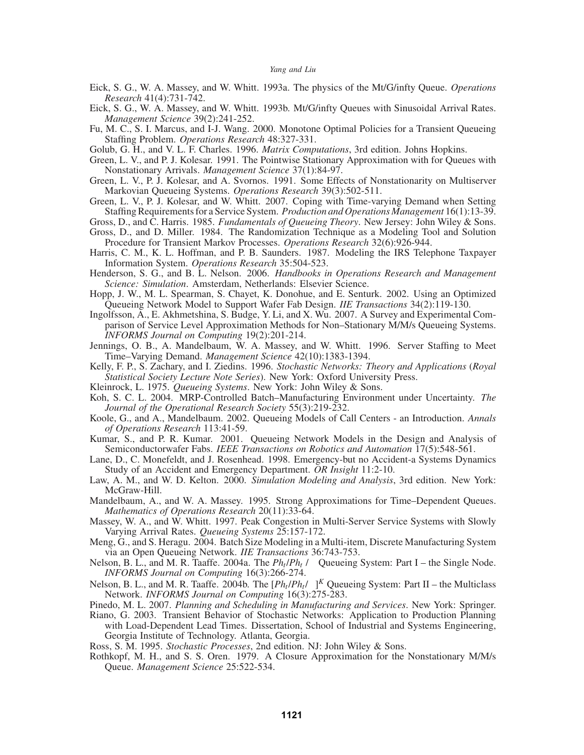Eick, S. G., W. A. Massey, and W. Whitt. 1993a. The physics of the Mt/G/infty Queue. *Operations Research* 41(4):731-742.

Eick, S. G., W. A. Massey, and W. Whitt. 1993b. Mt/G/infty Queues with Sinusoidal Arrival Rates. *Management Science* 39(2):241-252.

Fu, M. C., S. I. Marcus, and I-J. Wang. 2000. Monotone Optimal Policies for a Transient Queueing Staffing Problem. *Operations Research* 48:327-331.

Golub, G. H., and V. L. F. Charles. 1996. *Matrix Computations*, 3rd edition. Johns Hopkins.

Green, L. V., and P. J. Kolesar. 1991. The Pointwise Stationary Approximation with for Queues with Nonstationary Arrivals. *Management Science* 37(1):84-97.

Green, L. V., P. J. Kolesar, and A. Svornos. 1991. Some Effects of Nonstationarity on Multiserver Markovian Queueing Systems. *Operations Research* 39(3):502-511.

Green, L. V., P. J. Kolesar, and W. Whitt. 2007. Coping with Time-varying Demand when Setting Staffing Requirements for a Service System. *Production and Operations Management* 16(1):13-39.

Gross, D., and C. Harris. 1985. *Fundamentals of Queueing Theory*. New Jersey: John Wiley & Sons.

Gross, D., and D. Miller. 1984. The Randomization Technique as a Modeling Tool and Solution Procedure for Transient Markov Processes. *Operations Research* 32(6):926-944.

Harris, C. M., K. L. Hoffman, and P. B. Saunders. 1987. Modeling the IRS Telephone Taxpayer Information System. *Operations Research* 35:504-523.

Henderson, S. G., and B. L. Nelson. 2006. *Handbooks in Operations Research and Management Science: Simulation*. Amsterdam, Netherlands: Elsevier Science.

Hopp, J. W., M. L. Spearman, S. Chayet, K. Donohue, and E. Senturk. 2002. Using an Optimized Queueing Network Model to Support Wafer Fab Design. *IIE Transactions* 34(2):119-130.

Ingolfsson, A., E. Akhmetshina, S. Budge, Y. Li, and X. Wu. 2007. A Survey and Experimental Comparison of Service Level Approximation Methods for Non–Stationary M/M/s Queueing Systems. *INFORMS Journal on Computing* 19(2):201-214.

Jennings, O. B., A. Mandelbaum, W. A. Massey, and W. Whitt. 1996. Server Staffing to Meet Time–Varying Demand. *Management Science* 42(10):1383-1394.

Kelly, F. P., S. Zachary, and I. Ziedins. 1996. *Stochastic Networks: Theory and Applications* (*Royal Statistical Society Lecture Note Series*). New York: Oxford University Press.

Kleinrock, L. 1975. *Queueing Systems*. New York: John Wiley & Sons.

Koh, S. C. L. 2004. MRP-Controlled Batch–Manufacturing Environment under Uncertainty. *The Journal of the Operational Research Society* 55(3):219-232.

Koole, G., and A., Mandelbaum. 2002. Queueing Models of Call Centers - an Introduction. *Annals of Operations Research* 113:41-59.

Kumar, S., and P. R. Kumar. 2001. Queueing Network Models in the Design and Analysis of Semiconductorwafer Fabs. *IEEE Transactions on Robotics and Automation* 17(5):548-561.

Lane, D., C. Monefeldt, and J. Rosenhead. 1998. Emergency-but no Accident-a Systems Dynamics Study of an Accident and Emergency Department. *OR Insight* 11:2-10.

Law, A. M., and W. D. Kelton. 2000. *Simulation Modeling and Analysis*, 3rd edition. New York: McGraw-Hill.

Mandelbaum, A., and W. A. Massey. 1995. Strong Approximations for Time–Dependent Queues. *Mathematics of Operations Research* 20(11):33-64.

Massey, W. A., and W. Whitt. 1997. Peak Congestion in Multi-Server Service Systems with Slowly Varying Arrival Rates. *Queueing Systems* 25:157-172.

Meng, G., and S. Heragu. 2004. Batch Size Modeling in a Multi-item, Discrete Manufacturing System via an Open Queueing Network. *IIE Transactions* 36:743-753.

Nelson, B. L., and M. R. Taaffe. 2004a. The $Ph_t/Ph_t/$ Queueing System: Part I – the Single Node. *INFORMS Journal on Computing* 16(3):266-274.

Nelson, B. L., and M. R. Taaffe. 2004b. The $[Ph_t/Ph_t/\ ]^K$ Queueing System: Part II – the Multiclass Network. *INFORMS Journal on Computing* 16(3):275-283.

Pinedo, M. L. 2007. *Planning and Scheduling in Manufacturing and Services*. New York: Springer.

Riano, G. 2003. Transient Behavior of Stochastic Networks: Application to Production Planning with Load-Dependent Lead Times. Dissertation, School of Industrial and Systems Engineering, Georgia Institute of Technology. Atlanta, Georgia.

Ross, S. M. 1995. *Stochastic Processes*, 2nd edition. NJ: John Wiley & Sons.

Rothkopf, M. H., and S. S. Oren. 1979. A Closure Approximation for the Nonstationary M/M/s Queue. *Management Science* 25:522-534.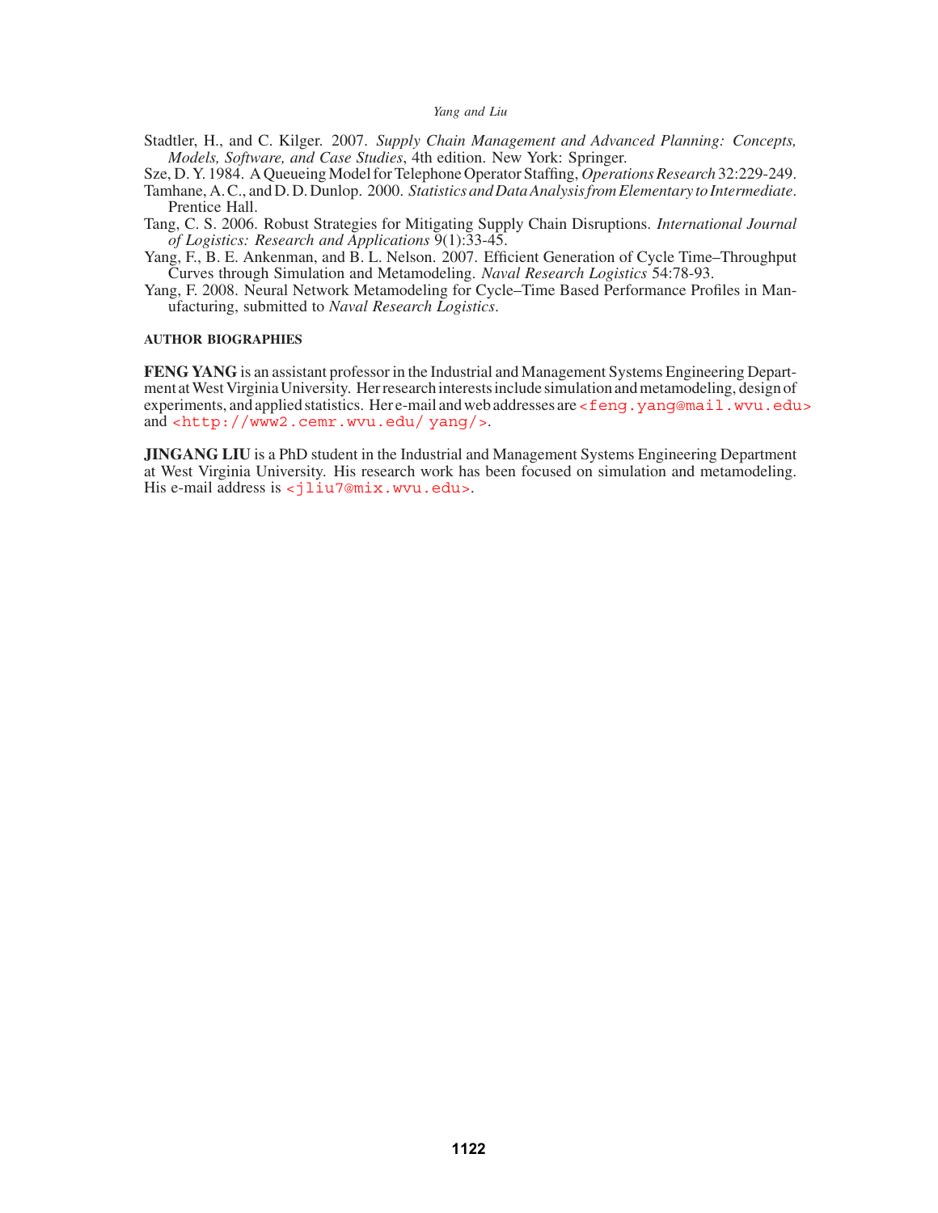Stadtler, H., and C. Kilger. 2007. *Supply Chain Management and Advanced Planning: Concepts, Models, Software, and Case Studies*, 4th edition. New York: Springer.

Sze, D. Y. 1984. A Queueing Model for Telephone Operator Staffing, *Operations Research* 32:229-249.

Tamhane, A. C., and D. D. Dunlop. 2000. *Statistics and Data Analysis from Elementary to Intermediate*. Prentice Hall.

Tang, C. S. 2006. Robust Strategies for Mitigating Supply Chain Disruptions. *International Journal of Logistics: Research and Applications* 9(1):33-45.

Yang, F., B. E. Ankenman, and B. L. Nelson. 2007. Efficient Generation of Cycle Time–Throughput Curves through Simulation and Metamodeling. *Naval Research Logistics* 54:78-93.

Yang, F. 2008. Neural Network Metamodeling for Cycle–Time Based Performance Profiles in Manufacturing, submitted to *Naval Research Logistics*.

## AUTHOR BIOGRAPHIES

**FENG YANG** is an assistant professor in the Industrial and Management Systems Engineering Department at West Virginia University. Her research interests include simulation and metamodeling, design of experiments, and applied statistics. Her e-mail and web addresses are <feng.yang@mail.wvu.edu> and <http://www2.cemr.wvu.edu/ yang/>.

**JINGANG LIU** is a PhD student in the Industrial and Management Systems Engineering Department at West Virginia University. His research work has been focused on simulation and metamodeling. His e-mail address is <jliu7@mix.wvu.edu>.